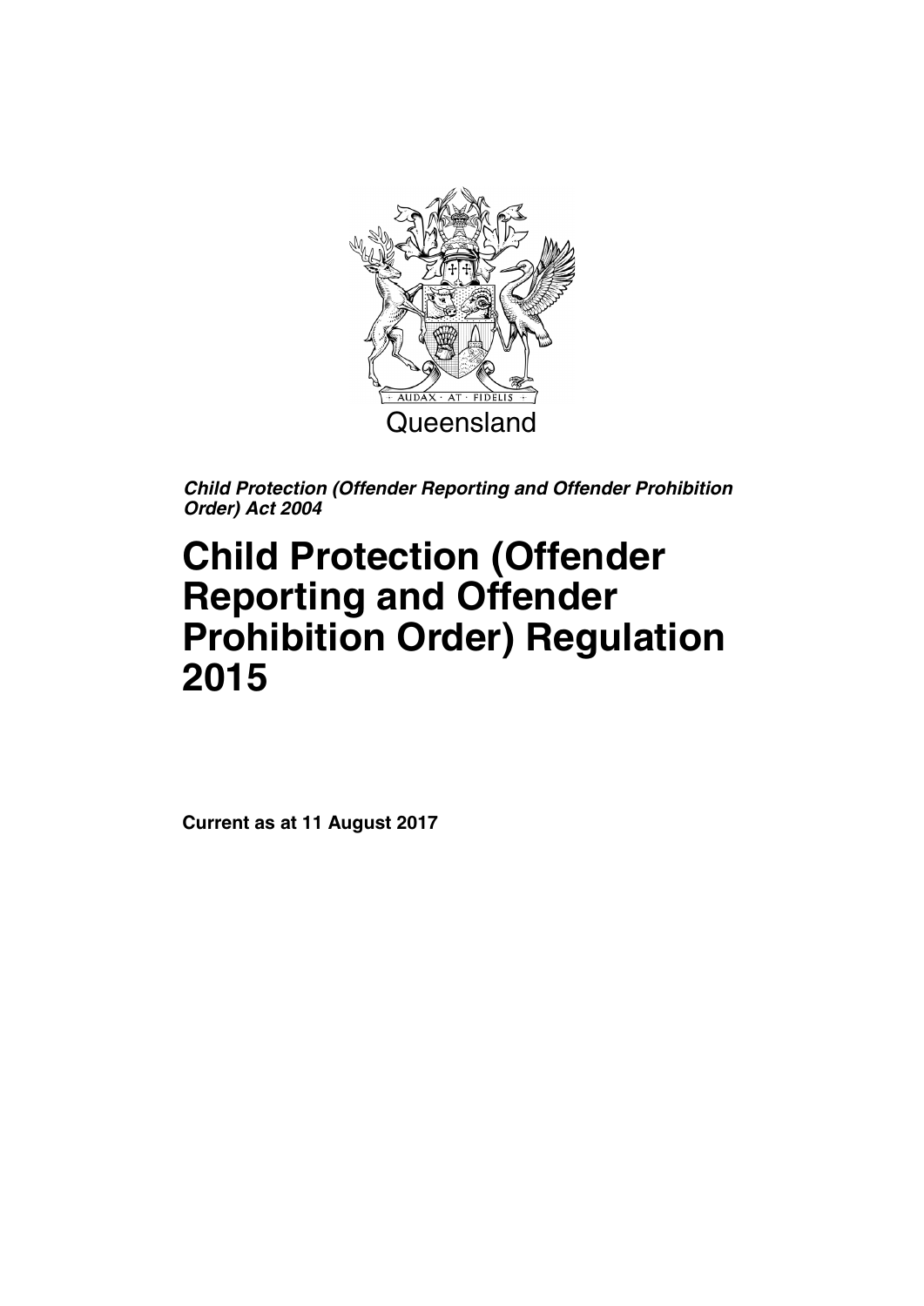Queensland

***Child Protection (Offender Reporting and Offender Prohibition Order) Act 2004***

# Child Protection (Offender Reporting and Offender Prohibition Order) Regulation 2015

**Current as at 11 August 2017**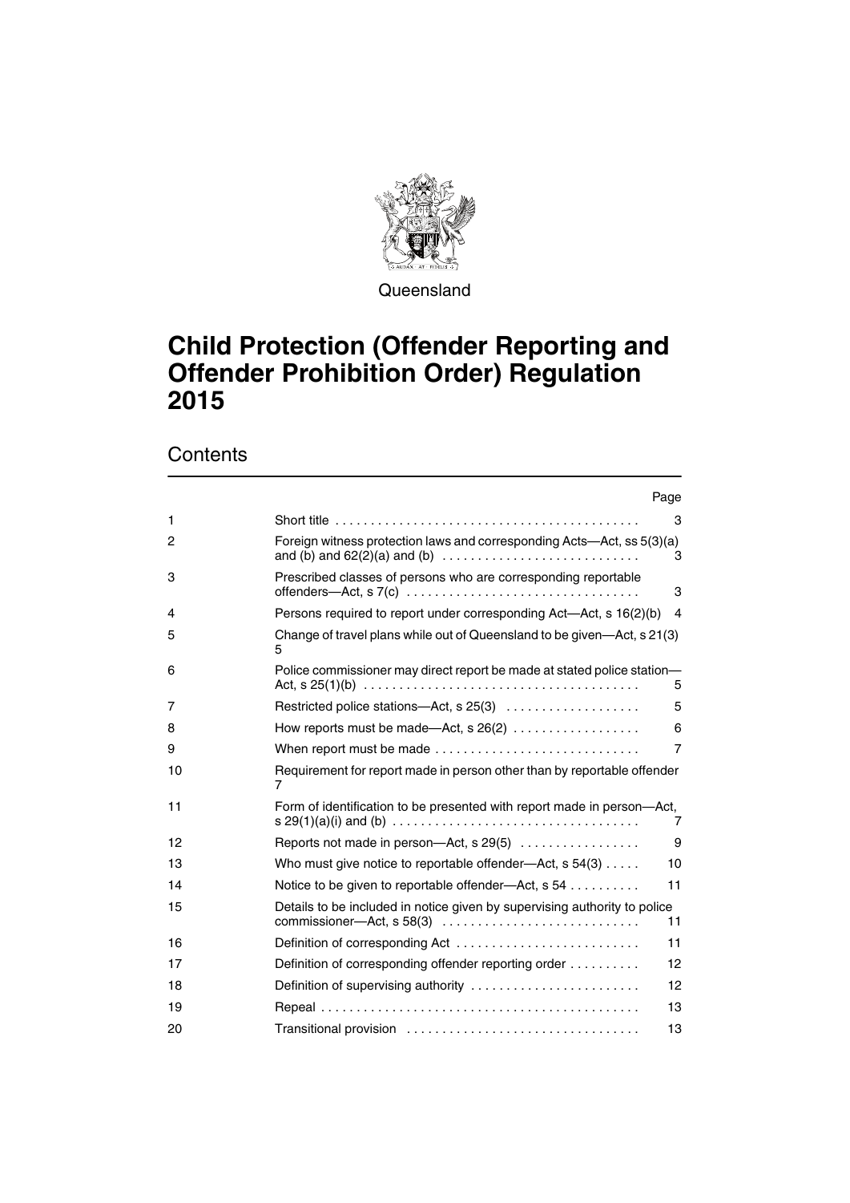Queensland

# Child Protection (Offender Reporting and Offender Prohibition Order) Regulation 2015

## Contents

| | | Page |
|---|---|---|
| 1 | Short title | 3 |
| 2 | Foreign witness protection laws and corresponding Acts—Act, ss 5(3)(a) and (b) and 62(2)(a) and (b) | 3 |
| 3 | Prescribed classes of persons who are corresponding reportable offenders—Act, s 7(c) | 3 |
| 4 | Persons required to report under corresponding Act—Act, s 16(2)(b) | 4 |
| 5 | Change of travel plans while out of Queensland to be given—Act, s 21(3) | 5 |
| 6 | Police commissioner may direct report be made at stated police station—Act, s 25(1)(b) | 5 |
| 7 | Restricted police stations—Act, s 25(3) | 5 |
| 8 | How reports must be made—Act, s 26(2) | 6 |
| 9 | When report must be made | 7 |
| 10 | Requirement for report made in person other than by reportable offender | 7 |
| 11 | Form of identification to be presented with report made in person—Act, s 29(1)(a)(i) and (b) | 7 |
| 12 | Reports not made in person—Act, s 29(5) | 9 |
| 13 | Who must give notice to reportable offender—Act, s 54(3) | 10 |
| 14 | Notice to be given to reportable offender—Act, s 54 | 11 |
| 15 | Details to be included in notice given by supervising authority to police commissioner—Act, s 58(3) | 11 |
| 16 | Definition of corresponding Act | 11 |
| 17 | Definition of corresponding offender reporting order | 12 |
| 18 | Definition of supervising authority | 12 |
| 19 | Repeal | 13 |
| 20 | Transitional provision | 13 |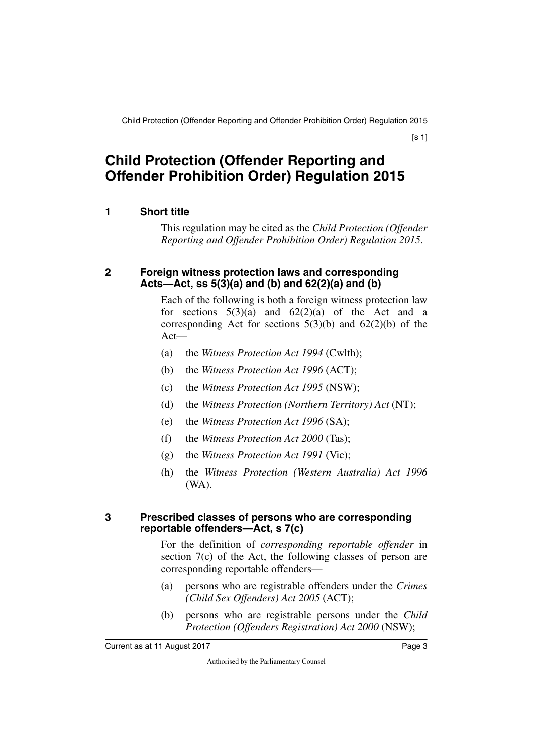# Child Protection (Offender Reporting and Offender Prohibition Order) Regulation 2015

## 1 Short title

This regulation may be cited as the *Child Protection (Offender Reporting and Offender Prohibition Order) Regulation 2015*.

## 2 Foreign witness protection laws and corresponding Acts—Act, ss 5(3)(a) and (b) and 62(2)(a) and (b)

Each of the following is both a foreign witness protection law for sections 5(3)(a) and 62(2)(a) of the Act and a corresponding Act for sections 5(3)(b) and 62(2)(b) of the Act—

(a) the *Witness Protection Act 1994* (Cwlth);

(b) the *Witness Protection Act 1996* (ACT);

(c) the *Witness Protection Act 1995* (NSW);

(d) the *Witness Protection (Northern Territory) Act* (NT);

(e) the *Witness Protection Act 1996* (SA);

(f) the *Witness Protection Act 2000* (Tas);

(g) the *Witness Protection Act 1991* (Vic);

(h) the *Witness Protection (Western Australia) Act 1996* (WA).

## 3 Prescribed classes of persons who are corresponding reportable offenders—Act, s 7(c)

For the definition of ***corresponding reportable offender*** in section 7(c) of the Act, the following classes of person are corresponding reportable offenders—

(a) persons who are registrable offenders under the *Crimes (Child Sex Offenders) Act 2005* (ACT);

(b) persons who are registrable persons under the *Child Protection (Offenders Registration) Act 2000* (NSW);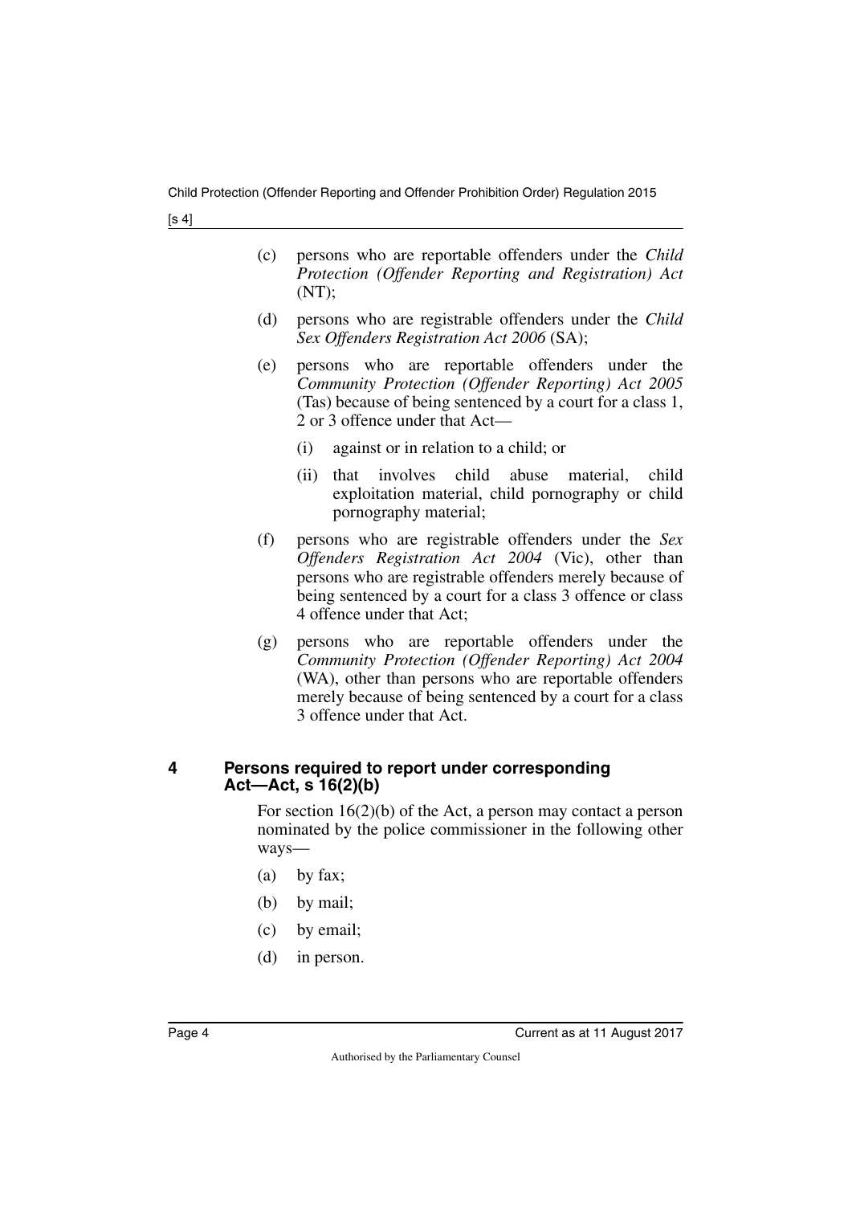(c) persons who are reportable offenders under the *Child Protection (Offender Reporting and Registration) Act* (NT);

(d) persons who are registrable offenders under the *Child Sex Offenders Registration Act 2006* (SA);

(e) persons who are reportable offenders under the *Community Protection (Offender Reporting) Act 2005* (Tas) because of being sentenced by a court for a class 1, 2 or 3 offence under that Act—

  (i) against or in relation to a child; or

  (ii) that involves child abuse material, child exploitation material, child pornography or child pornography material;

(f) persons who are registrable offenders under the *Sex Offenders Registration Act 2004* (Vic), other than persons who are registrable offenders merely because of being sentenced by a court for a class 3 offence or class 4 offence under that Act;

(g) persons who are reportable offenders under the *Community Protection (Offender Reporting) Act 2004* (WA), other than persons who are reportable offenders merely because of being sentenced by a court for a class 3 offence under that Act.

## 4 Persons required to report under corresponding Act—Act, s 16(2)(b)

For section 16(2)(b) of the Act, a person may contact a person nominated by the police commissioner in the following other ways—

(a) by fax;

(b) by mail;

(c) by email;

(d) in person.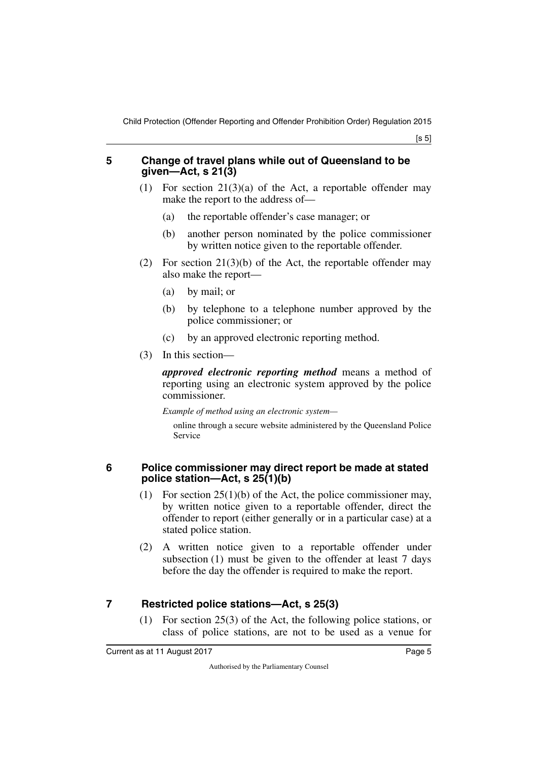## 5 Change of travel plans while out of Queensland to be given—Act, s 21(3)

(1) For section 21(3)(a) of the Act, a reportable offender may make the report to the address of—

(a) the reportable offender's case manager; or

(b) another person nominated by the police commissioner by written notice given to the reportable offender.

(2) For section 21(3)(b) of the Act, the reportable offender may also make the report—

(a) by mail; or

(b) by telephone to a telephone number approved by the police commissioner; or

(c) by an approved electronic reporting method.

(3) In this section—

***approved electronic reporting method*** means a method of reporting using an electronic system approved by the police commissioner.

*Example of method using an electronic system—*

online through a secure website administered by the Queensland Police Service

## 6 Police commissioner may direct report be made at stated police station—Act, s 25(1)(b)

(1) For section 25(1)(b) of the Act, the police commissioner may, by written notice given to a reportable offender, direct the offender to report (either generally or in a particular case) at a stated police station.

(2) A written notice given to a reportable offender under subsection (1) must be given to the offender at least 7 days before the day the offender is required to make the report.

## 7 Restricted police stations—Act, s 25(3)

(1) For section 25(3) of the Act, the following police stations, or class of police stations, are not to be used as a venue for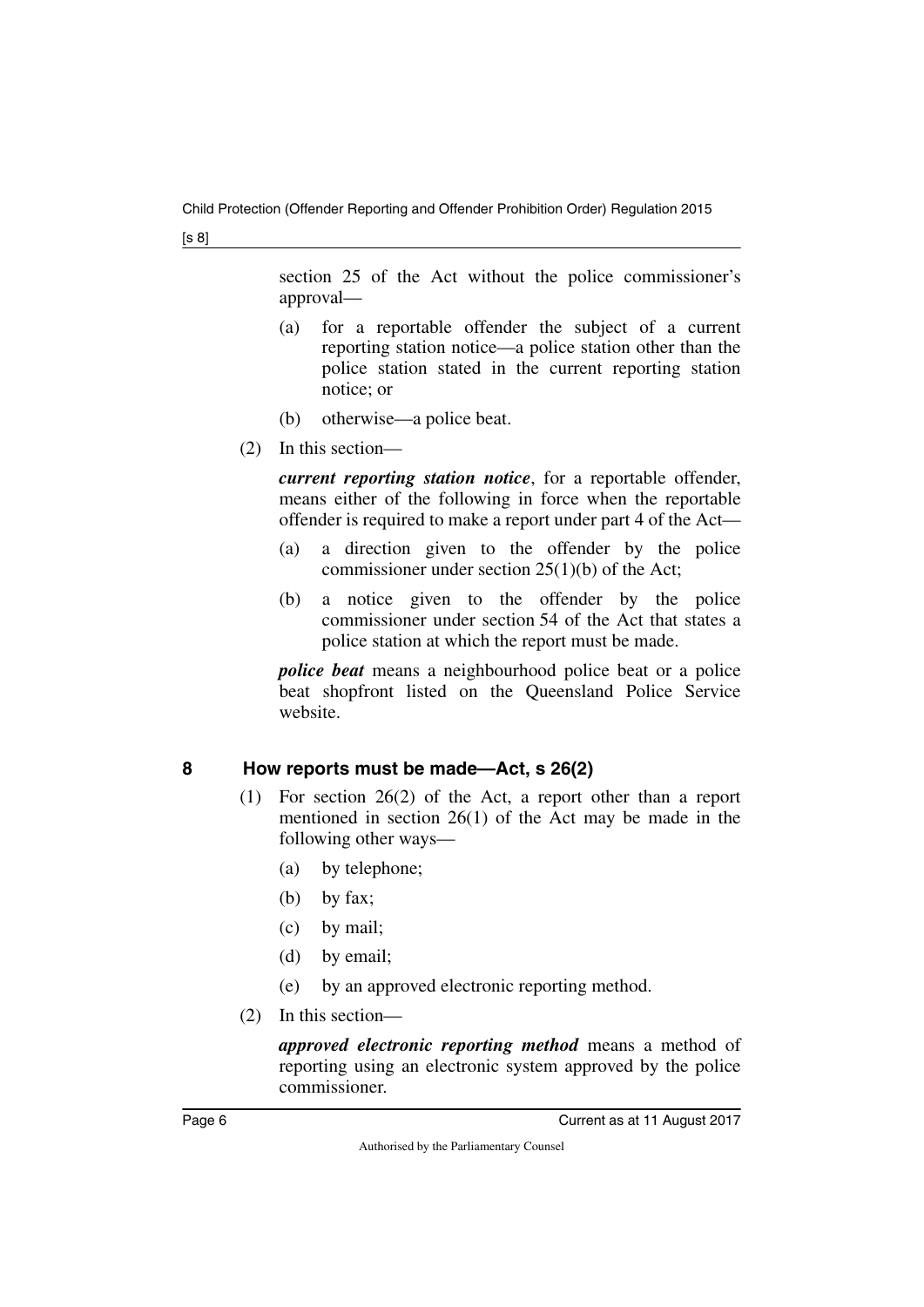section 25 of the Act without the police commissioner's approval—

(a) for a reportable offender the subject of a current reporting station notice—a police station other than the police station stated in the current reporting station notice; or

(b) otherwise—a police beat.

(2) In this section—

***current reporting station notice***, for a reportable offender, means either of the following in force when the reportable offender is required to make a report under part 4 of the Act—

(a) a direction given to the offender by the police commissioner under section 25(1)(b) of the Act;

(b) a notice given to the offender by the police commissioner under section 54 of the Act that states a police station at which the report must be made.

***police beat*** means a neighbourhood police beat or a police beat shopfront listed on the Queensland Police Service website.

## 8 How reports must be made—Act, s 26(2)

(1) For section 26(2) of the Act, a report other than a report mentioned in section 26(1) of the Act may be made in the following other ways—

(a) by telephone;

(b) by fax;

(c) by mail;

(d) by email;

(e) by an approved electronic reporting method.

(2) In this section—

***approved electronic reporting method*** means a method of reporting using an electronic system approved by the police commissioner.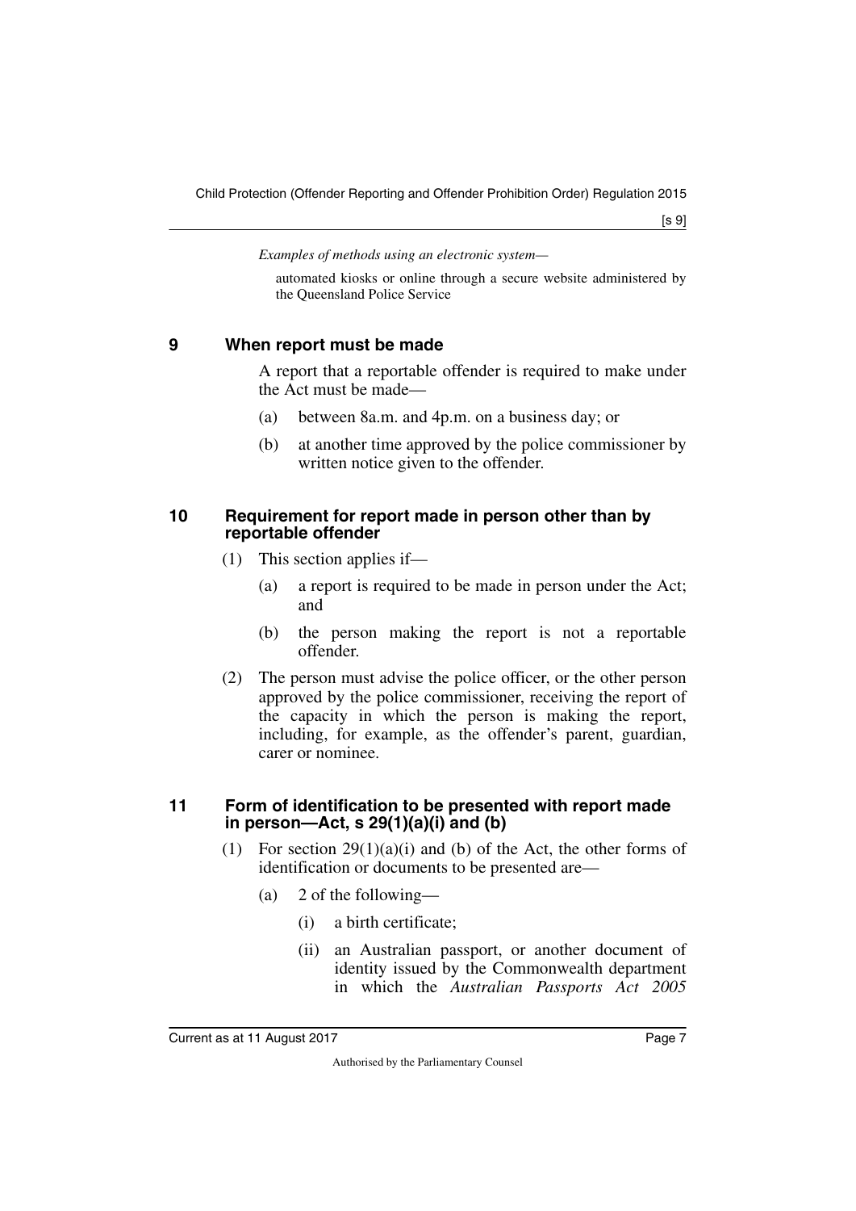*Examples of methods using an electronic system—*

automated kiosks or online through a secure website administered by the Queensland Police Service

## 9 When report must be made

A report that a reportable offender is required to make under the Act must be made—

(a) between 8a.m. and 4p.m. on a business day; or

(b) at another time approved by the police commissioner by written notice given to the offender.

## 10 Requirement for report made in person other than by reportable offender

(1) This section applies if—

(a) a report is required to be made in person under the Act; and

(b) the person making the report is not a reportable offender.

(2) The person must advise the police officer, or the other person approved by the police commissioner, receiving the report of the capacity in which the person is making the report, including, for example, as the offender's parent, guardian, carer or nominee.

## 11 Form of identification to be presented with report made in person—Act, s 29(1)(a)(i) and (b)

(1) For section 29(1)(a)(i) and (b) of the Act, the other forms of identification or documents to be presented are—

(a) 2 of the following—

(i) a birth certificate;

(ii) an Australian passport, or another document of identity issued by the Commonwealth department in which the *Australian Passports Act 2005*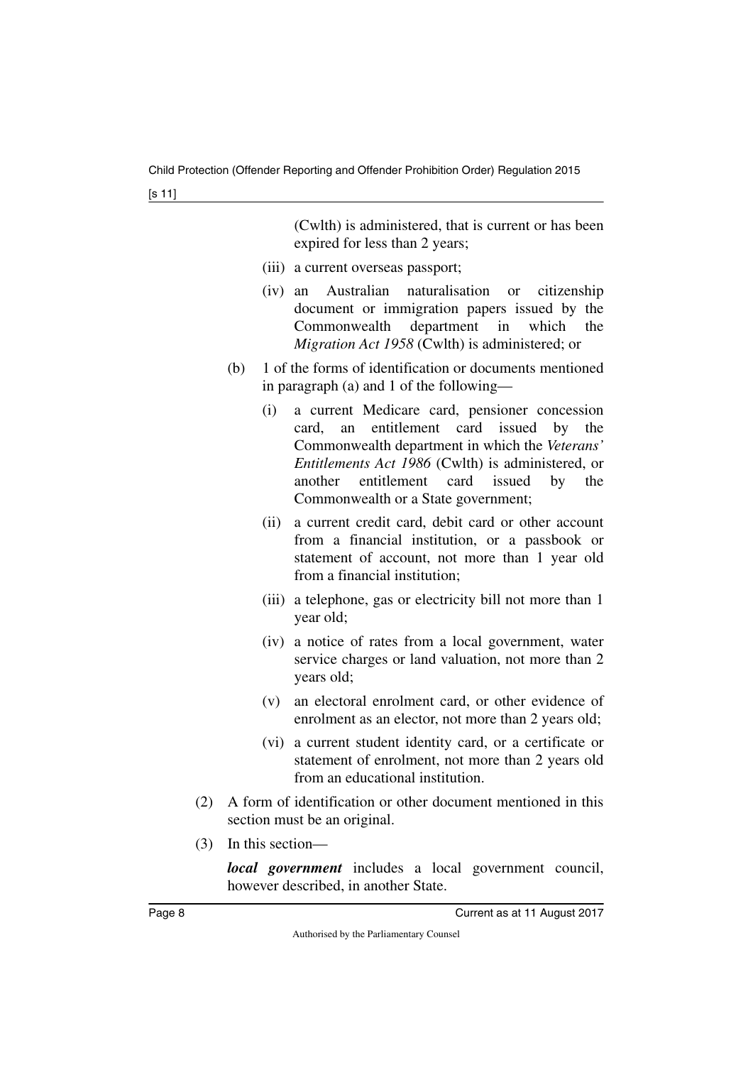(Cwlth) is administered, that is current or has been expired for less than 2 years;

(iii) a current overseas passport;

(iv) an Australian naturalisation or citizenship document or immigration papers issued by the Commonwealth department in which the *Migration Act 1958* (Cwlth) is administered; or

(b) 1 of the forms of identification or documents mentioned in paragraph (a) and 1 of the following—

(i) a current Medicare card, pensioner concession card, an entitlement card issued by the Commonwealth department in which the *Veterans' Entitlements Act 1986* (Cwlth) is administered, or another entitlement card issued by the Commonwealth or a State government;

(ii) a current credit card, debit card or other account from a financial institution, or a passbook or statement of account, not more than 1 year old from a financial institution;

(iii) a telephone, gas or electricity bill not more than 1 year old;

(iv) a notice of rates from a local government, water service charges or land valuation, not more than 2 years old;

(v) an electoral enrolment card, or other evidence of enrolment as an elector, not more than 2 years old;

(vi) a current student identity card, or a certificate or statement of enrolment, not more than 2 years old from an educational institution.

(2) A form of identification or other document mentioned in this section must be an original.

(3) In this section—

***local government*** includes a local government council, however described, in another State.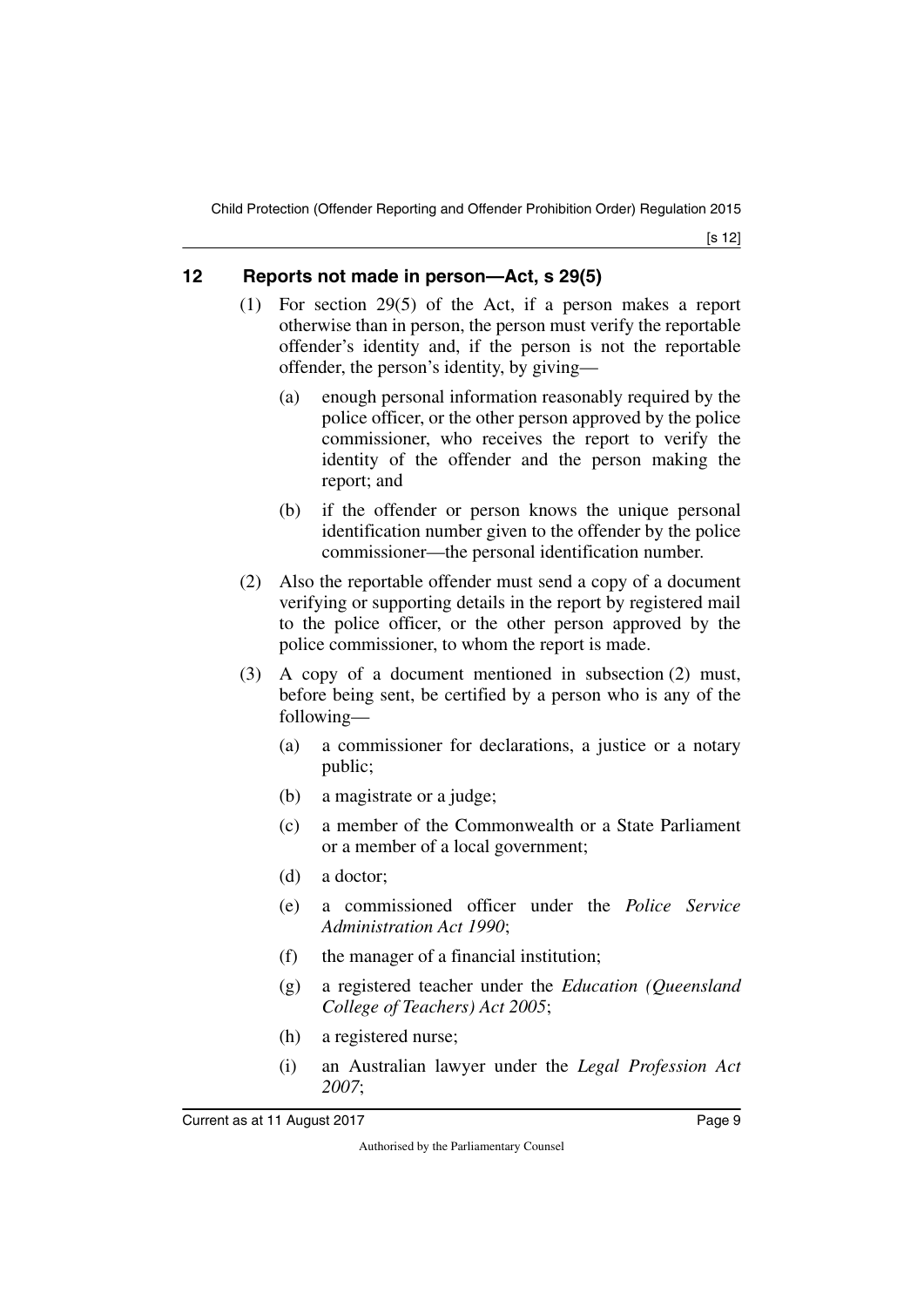## 12 Reports not made in person—Act, s 29(5)

(1) For section 29(5) of the Act, if a person makes a report otherwise than in person, the person must verify the reportable offender's identity and, if the person is not the reportable offender, the person's identity, by giving—

(a) enough personal information reasonably required by the police officer, or the other person approved by the police commissioner, who receives the report to verify the identity of the offender and the person making the report; and

(b) if the offender or person knows the unique personal identification number given to the offender by the police commissioner—the personal identification number.

(2) Also the reportable offender must send a copy of a document verifying or supporting details in the report by registered mail to the police officer, or the other person approved by the police commissioner, to whom the report is made.

(3) A copy of a document mentioned in subsection (2) must, before being sent, be certified by a person who is any of the following—

(a) a commissioner for declarations, a justice or a notary public;

(b) a magistrate or a judge;

(c) a member of the Commonwealth or a State Parliament or a member of a local government;

(d) a doctor;

(e) a commissioned officer under the *Police Service Administration Act 1990*;

(f) the manager of a financial institution;

(g) a registered teacher under the *Education (Queensland College of Teachers) Act 2005*;

(h) a registered nurse;

(i) an Australian lawyer under the *Legal Profession Act 2007*;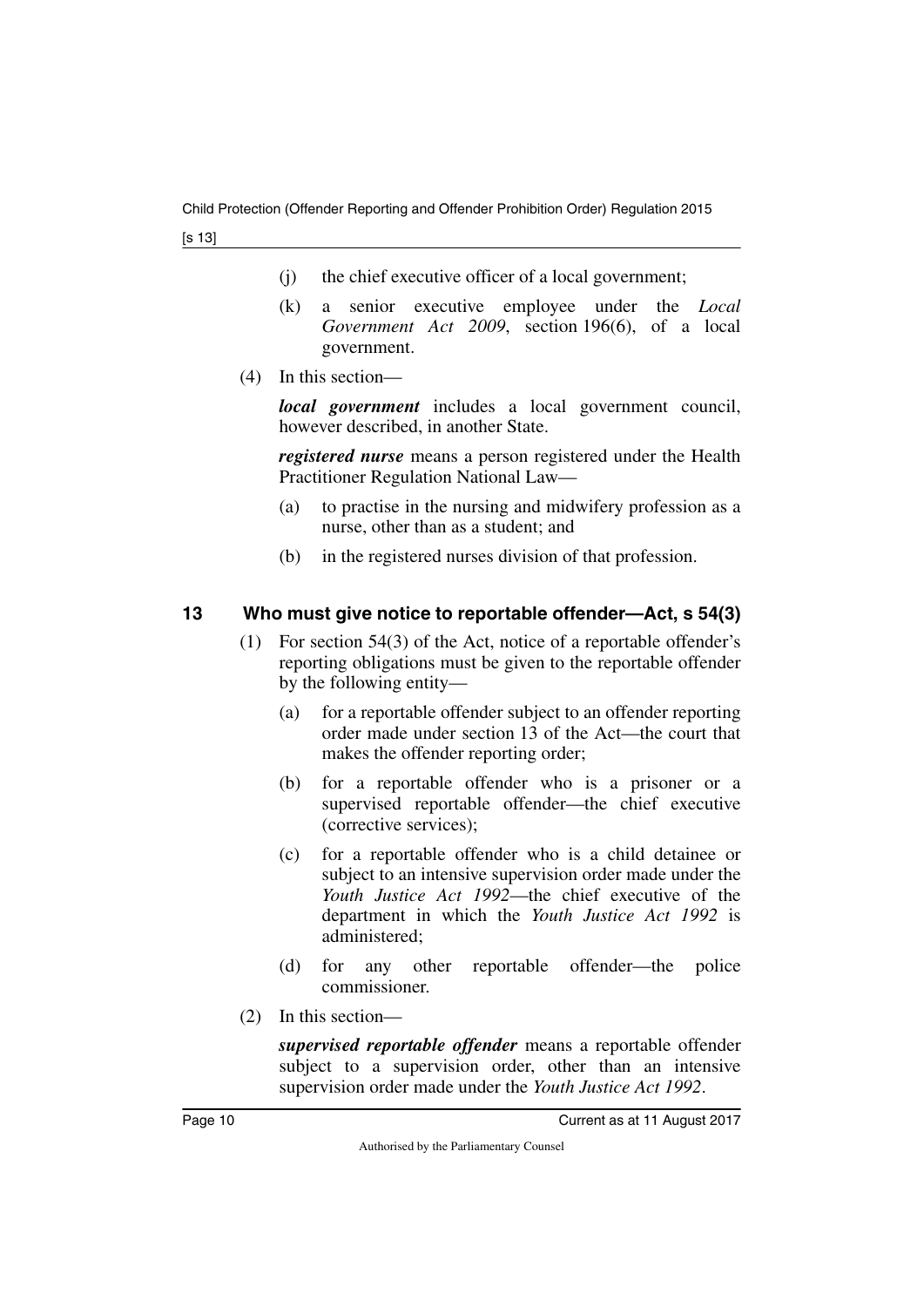(j) the chief executive officer of a local government;

(k) a senior executive employee under the *Local Government Act 2009*, section 196(6), of a local government.

(4) In this section—

***local government*** includes a local government council, however described, in another State.

***registered nurse*** means a person registered under the Health Practitioner Regulation National Law—

(a) to practise in the nursing and midwifery profession as a nurse, other than as a student; and

(b) in the registered nurses division of that profession.

## 13 Who must give notice to reportable offender—Act, s 54(3)

(1) For section 54(3) of the Act, notice of a reportable offender's reporting obligations must be given to the reportable offender by the following entity—

(a) for a reportable offender subject to an offender reporting order made under section 13 of the Act—the court that makes the offender reporting order;

(b) for a reportable offender who is a prisoner or a supervised reportable offender—the chief executive (corrective services);

(c) for a reportable offender who is a child detainee or subject to an intensive supervision order made under the *Youth Justice Act 1992*—the chief executive of the department in which the *Youth Justice Act 1992* is administered;

(d) for any other reportable offender—the police commissioner.

(2) In this section—

***supervised reportable offender*** means a reportable offender subject to a supervision order, other than an intensive supervision order made under the *Youth Justice Act 1992*.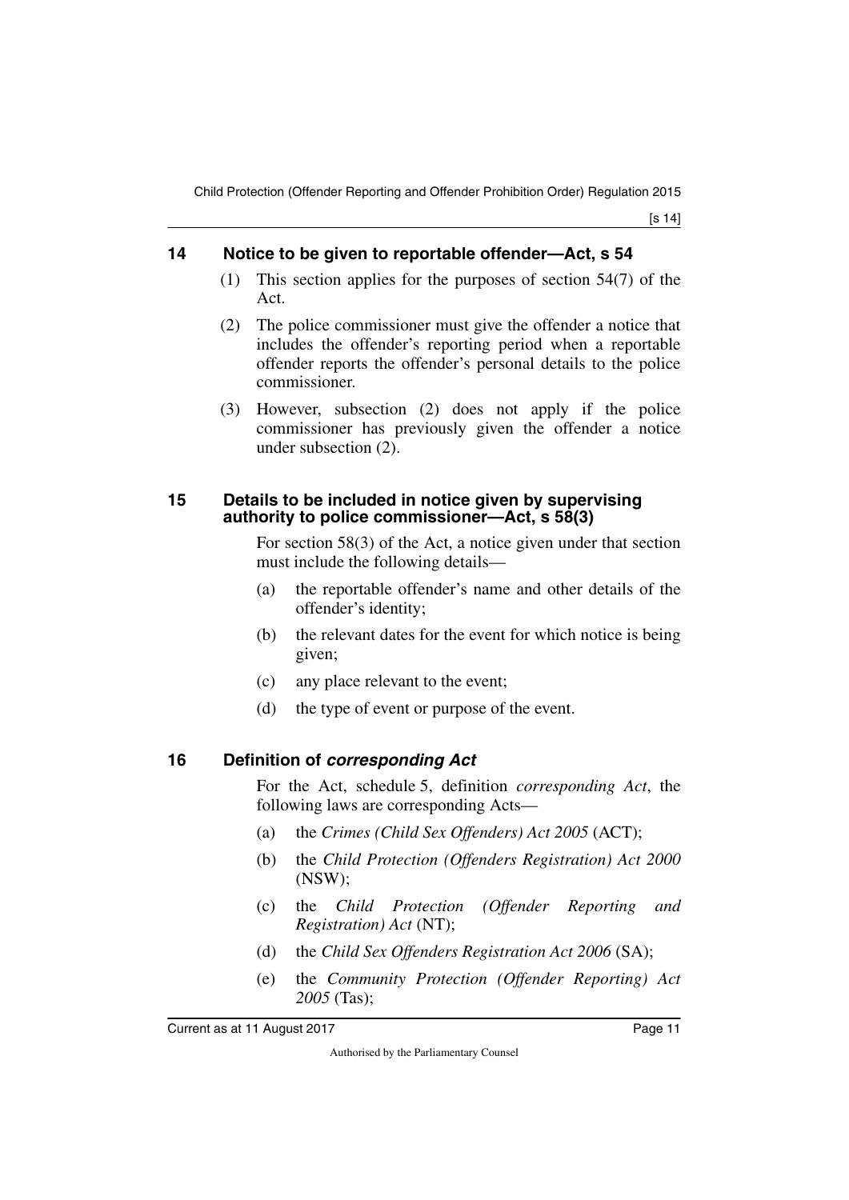## 14 Notice to be given to reportable offender—Act, s 54

(1) This section applies for the purposes of section 54(7) of the Act.

(2) The police commissioner must give the offender a notice that includes the offender's reporting period when a reportable offender reports the offender's personal details to the police commissioner.

(3) However, subsection (2) does not apply if the police commissioner has previously given the offender a notice under subsection (2).

## 15 Details to be included in notice given by supervising authority to police commissioner—Act, s 58(3)

For section 58(3) of the Act, a notice given under that section must include the following details—

(a) the reportable offender's name and other details of the offender's identity;

(b) the relevant dates for the event for which notice is being given;

(c) any place relevant to the event;

(d) the type of event or purpose of the event.

## 16 Definition of *corresponding Act*

For the Act, schedule 5, definition *corresponding Act*, the following laws are corresponding Acts—

(a) the *Crimes (Child Sex Offenders) Act 2005* (ACT);

(b) the *Child Protection (Offenders Registration) Act 2000* (NSW);

(c) the *Child Protection (Offender Reporting and Registration) Act* (NT);

(d) the *Child Sex Offenders Registration Act 2006* (SA);

(e) the *Community Protection (Offender Reporting) Act 2005* (Tas);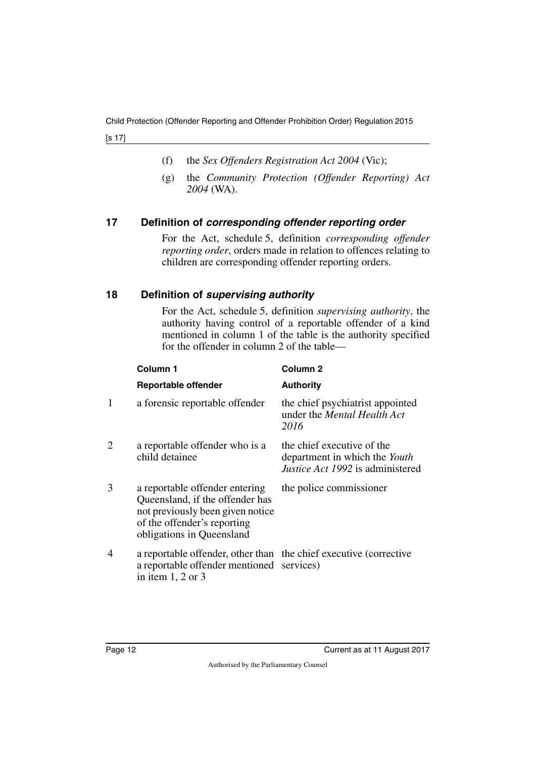(f) the *Sex Offenders Registration Act 2004* (Vic);

(g) the *Community Protection (Offender Reporting) Act 2004* (WA).

## 17 Definition of *corresponding offender reporting order*

For the Act, schedule 5, definition *corresponding offender reporting order*, orders made in relation to offences relating to children are corresponding offender reporting orders.

## 18 Definition of *supervising authority*

For the Act, schedule 5, definition *supervising authority*, the authority having control of a reportable offender of a kind mentioned in column 1 of the table is the authority specified for the offender in column 2 of the table—

| | Column 1 | Column 2 |
|---|---|---|
| | **Reportable offender** | **Authority** |
| 1 | a forensic reportable offender | the chief psychiatrist appointed under the *Mental Health Act 2016* |
| 2 | a reportable offender who is a child detainee | the chief executive of the department in which the *Youth Justice Act 1992* is administered |
| 3 | a reportable offender entering Queensland, if the offender has not previously been given notice of the offender's reporting obligations in Queensland | the police commissioner |
| 4 | a reportable offender, other than a reportable offender mentioned in item 1, 2 or 3 | the chief executive (corrective services) |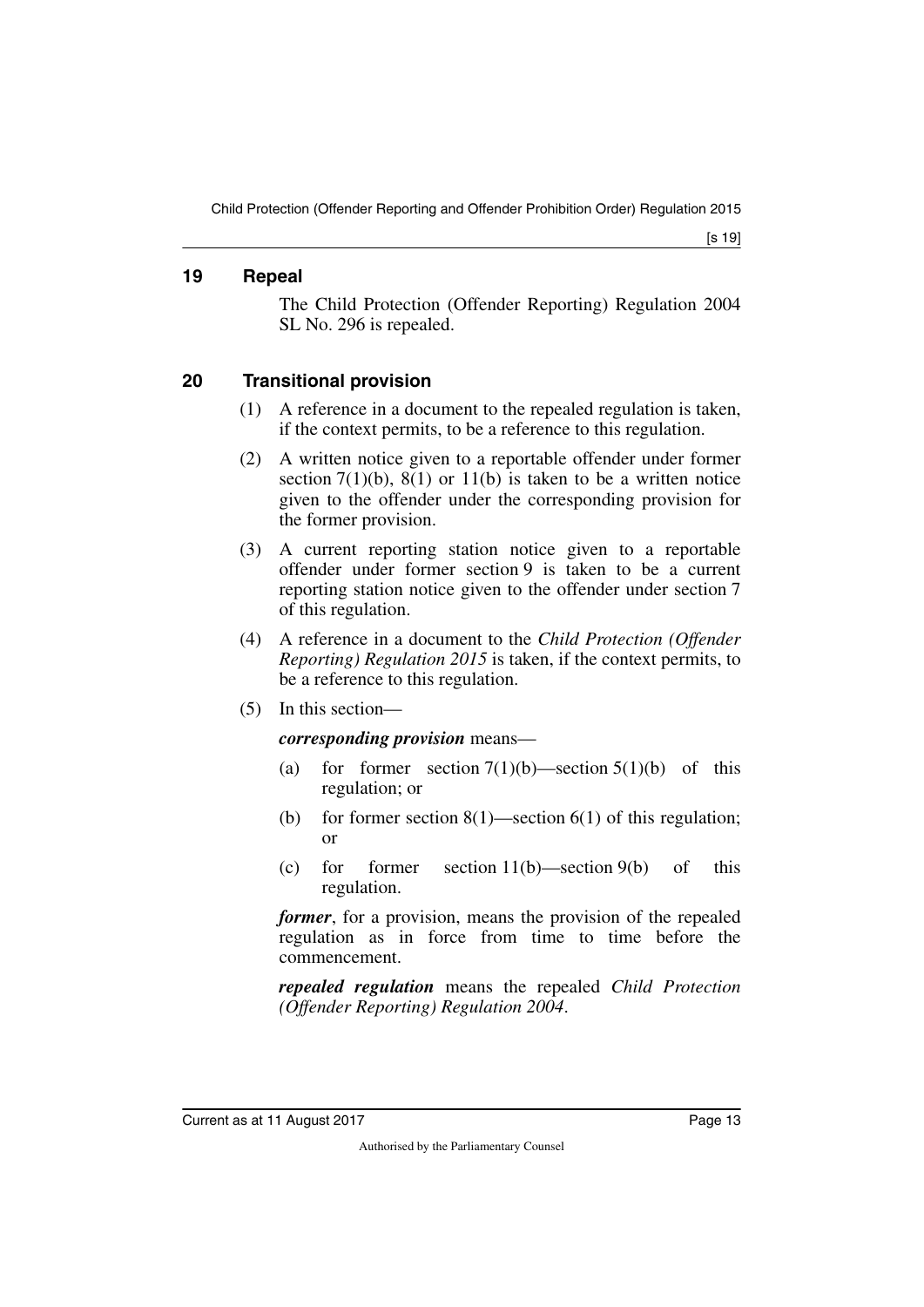## 19 Repeal

The Child Protection (Offender Reporting) Regulation 2004 SL No. 296 is repealed.

## 20 Transitional provision

(1) A reference in a document to the repealed regulation is taken, if the context permits, to be a reference to this regulation.

(2) A written notice given to a reportable offender under former section 7(1)(b), 8(1) or 11(b) is taken to be a written notice given to the offender under the corresponding provision for the former provision.

(3) A current reporting station notice given to a reportable offender under former section 9 is taken to be a current reporting station notice given to the offender under section 7 of this regulation.

(4) A reference in a document to the *Child Protection (Offender Reporting) Regulation 2015* is taken, if the context permits, to be a reference to this regulation.

(5) In this section—

***corresponding provision*** means—

(a) for former section 7(1)(b)—section 5(1)(b) of this regulation; or

(b) for former section 8(1)—section 6(1) of this regulation; or

(c) for former section 11(b)—section 9(b) of this regulation.

***former***, for a provision, means the provision of the repealed regulation as in force from time to time before the commencement.

***repealed regulation*** means the repealed *Child Protection (Offender Reporting) Regulation 2004*.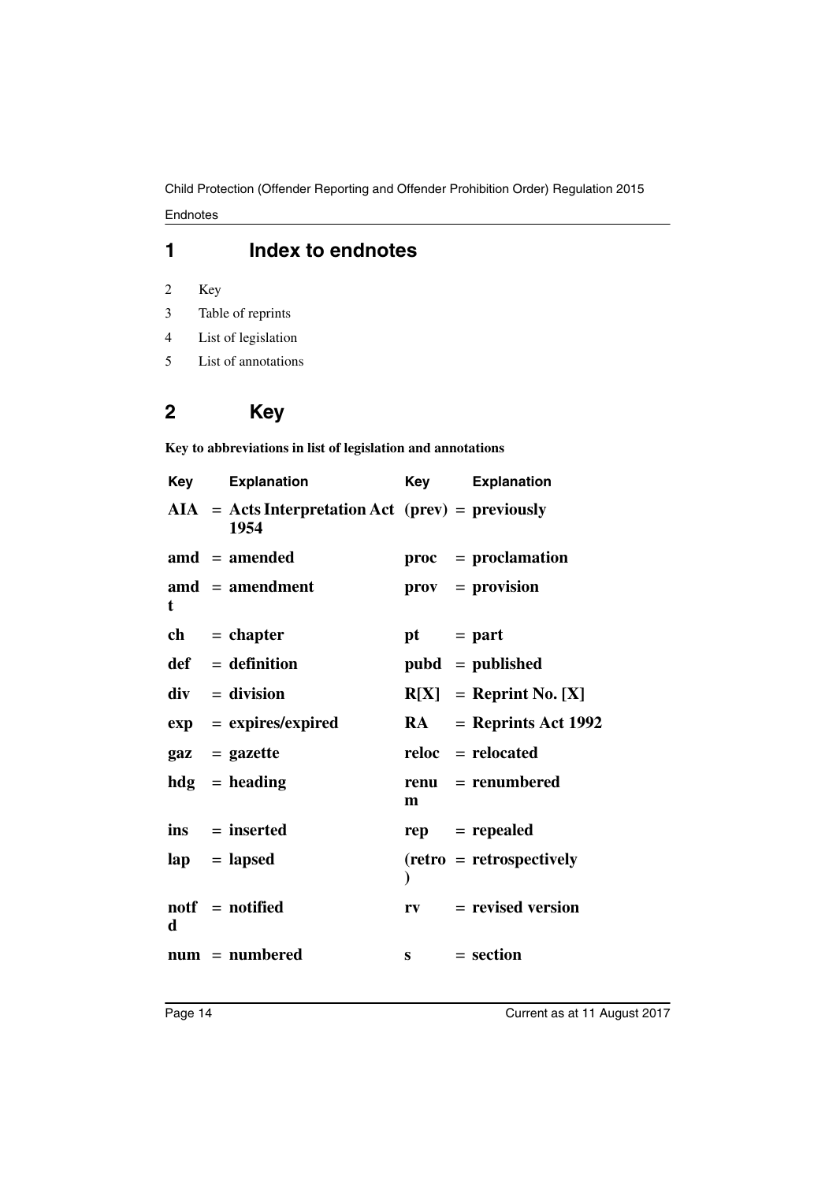## 1 Index to endnotes

2 Key

3 Table of reprints

4 List of legislation

5 List of annotations

## 2 Key

**Key to abbreviations in list of legislation and annotations**

| Key | | Explanation | Key | | Explanation |
|---|---|---|---|---|---|
| **AIA** | = | **Acts Interpretation Act 1954** | **(prev)** | = | **previously** |
| **amd** | = | **amended** | **proc** | = | **proclamation** |
| **amdt** | = | **amendment** | **prov** | = | **provision** |
| **ch** | = | **chapter** | **pt** | = | **part** |
| **def** | = | **definition** | **pubd** | = | **published** |
| **div** | = | **division** | **R[X]** | = | **Reprint No. [X]** |
| **exp** | = | **expires/expired** | **RA** | = | **Reprints Act 1992** |
| **gaz** | = | **gazette** | **reloc** | = | **relocated** |
| **hdg** | = | **heading** | **renum** | = | **renumbered** |
| **ins** | = | **inserted** | **rep** | = | **repealed** |
| **lap** | = | **lapsed** | **(retro)** | = | **retrospectively** |
| **notfd** | = | **notified** | **rv** | = | **revised version** |
| **num** | = | **numbered** | **s** | = | **section** |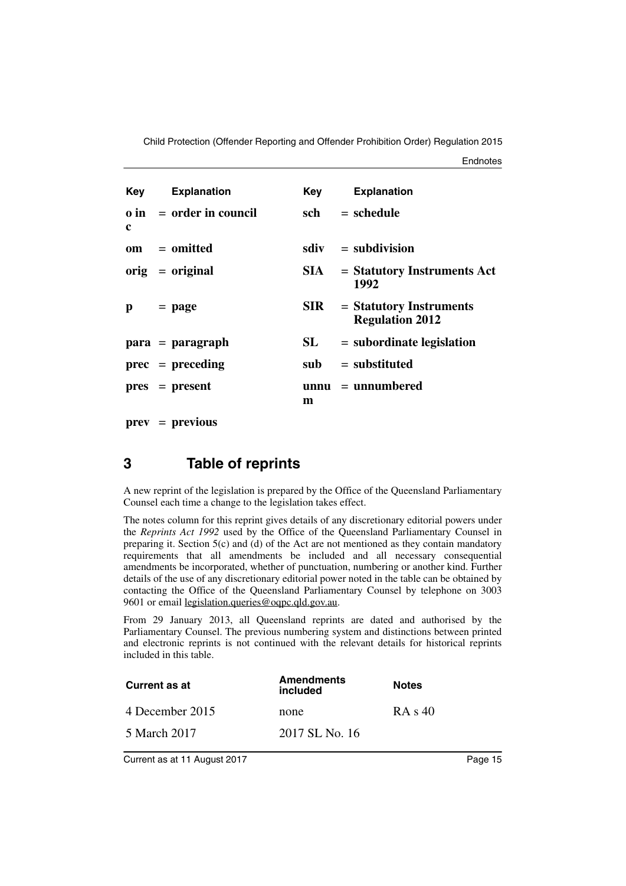| Key | Explanation | Key | Explanation |
|---|---|---|---|
| **o in c** | **= order in council** | **sch** | **= schedule** |
| **om** | **= omitted** | **sdiv** | **= subdivision** |
| **orig** | **= original** | **SIA** | **= Statutory Instruments Act 1992** |
| **p** | **= page** | **SIR** | **= Statutory Instruments Regulation 2012** |
| **para** | **= paragraph** | **SL** | **= subordinate legislation** |
| **prec** | **= preceding** | **sub** | **= substituted** |
| **pres** | **= present** | **unnum** | **= unnumbered** |
| **prev** | **= previous** | | |

## 3 Table of reprints

A new reprint of the legislation is prepared by the Office of the Queensland Parliamentary Counsel each time a change to the legislation takes effect.

The notes column for this reprint gives details of any discretionary editorial powers under the *Reprints Act 1992* used by the Office of the Queensland Parliamentary Counsel in preparing it. Section 5(c) and (d) of the Act are not mentioned as they contain mandatory requirements that all amendments be included and all necessary consequential amendments be incorporated, whether of punctuation, numbering or another kind. Further details of the use of any discretionary editorial power noted in the table can be obtained by contacting the Office of the Queensland Parliamentary Counsel by telephone on 3003 9601 or email legislation.queries@oqpc.qld.gov.au.

From 29 January 2013, all Queensland reprints are dated and authorised by the Parliamentary Counsel. The previous numbering system and distinctions between printed and electronic reprints is not continued with the relevant details for historical reprints included in this table.

| Current as at | Amendments included | Notes |
|---|---|---|
| 4 December 2015 | none | RA s 40 |
| 5 March 2017 | 2017 SL No. 16 | |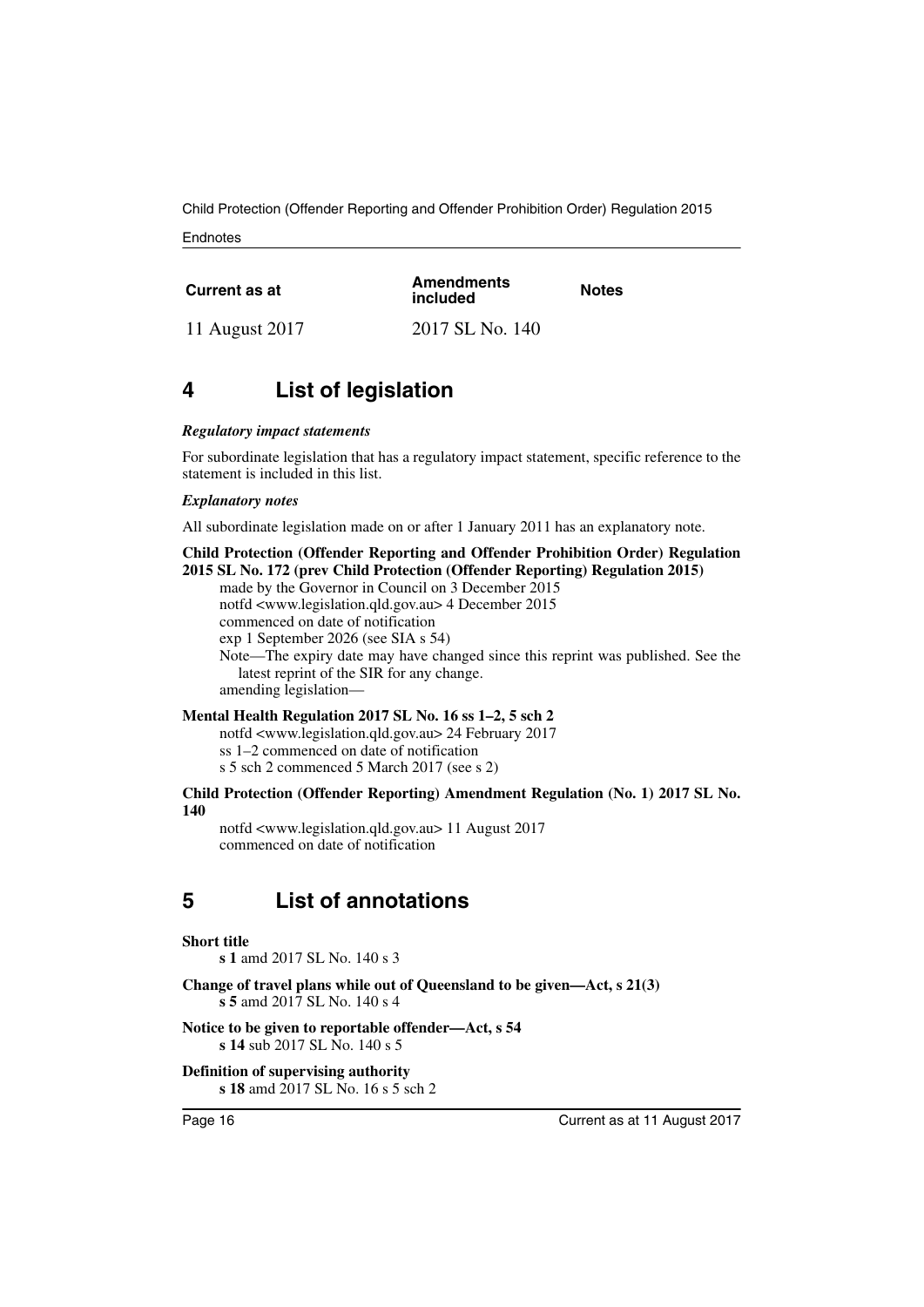| Current as at | Amendments included | Notes |
| --- | --- | --- |
| 11 August 2017 | 2017 SL No. 140 | |

## 4 List of legislation

***Regulatory impact statements***

For subordinate legislation that has a regulatory impact statement, specific reference to the statement is included in this list.

***Explanatory notes***

All subordinate legislation made on or after 1 January 2011 has an explanatory note.

**Child Protection (Offender Reporting and Offender Prohibition Order) Regulation 2015 SL No. 172 (prev Child Protection (Offender Reporting) Regulation 2015)**

made by the Governor in Council on 3 December 2015
notfd <www.legislation.qld.gov.au> 4 December 2015
commenced on date of notification
exp 1 September 2026 (see SIA s 54)
Note—The expiry date may have changed since this reprint was published. See the latest reprint of the SIR for any change.
amending legislation—

**Mental Health Regulation 2017 SL No. 16 ss 1–2, 5 sch 2**

notfd <www.legislation.qld.gov.au> 24 February 2017
ss 1–2 commenced on date of notification
s 5 sch 2 commenced 5 March 2017 (see s 2)

**Child Protection (Offender Reporting) Amendment Regulation (No. 1) 2017 SL No. 140**

notfd <www.legislation.qld.gov.au> 11 August 2017
commenced on date of notification

## 5 List of annotations

**Short title**

**s 1** amd 2017 SL No. 140 s 3

**Change of travel plans while out of Queensland to be given—Act, s 21(3)**

**s 5** amd 2017 SL No. 140 s 4

**Notice to be given to reportable offender—Act, s 54**

**s 14** sub 2017 SL No. 140 s 5

**Definition of supervising authority**

**s 18** amd 2017 SL No. 16 s 5 sch 2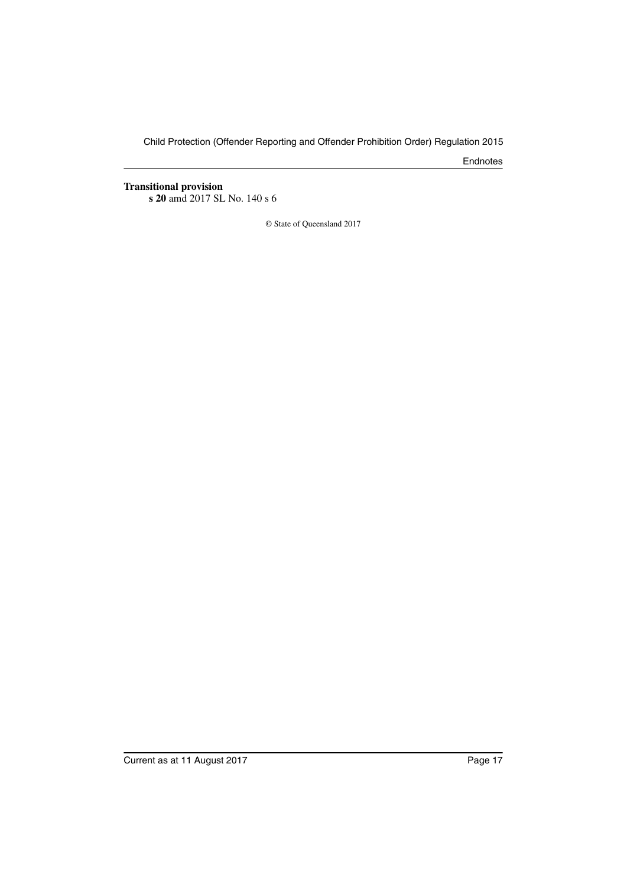**Transitional provision**

**s 20** amd 2017 SL No. 140 s 6

© State of Queensland 2017